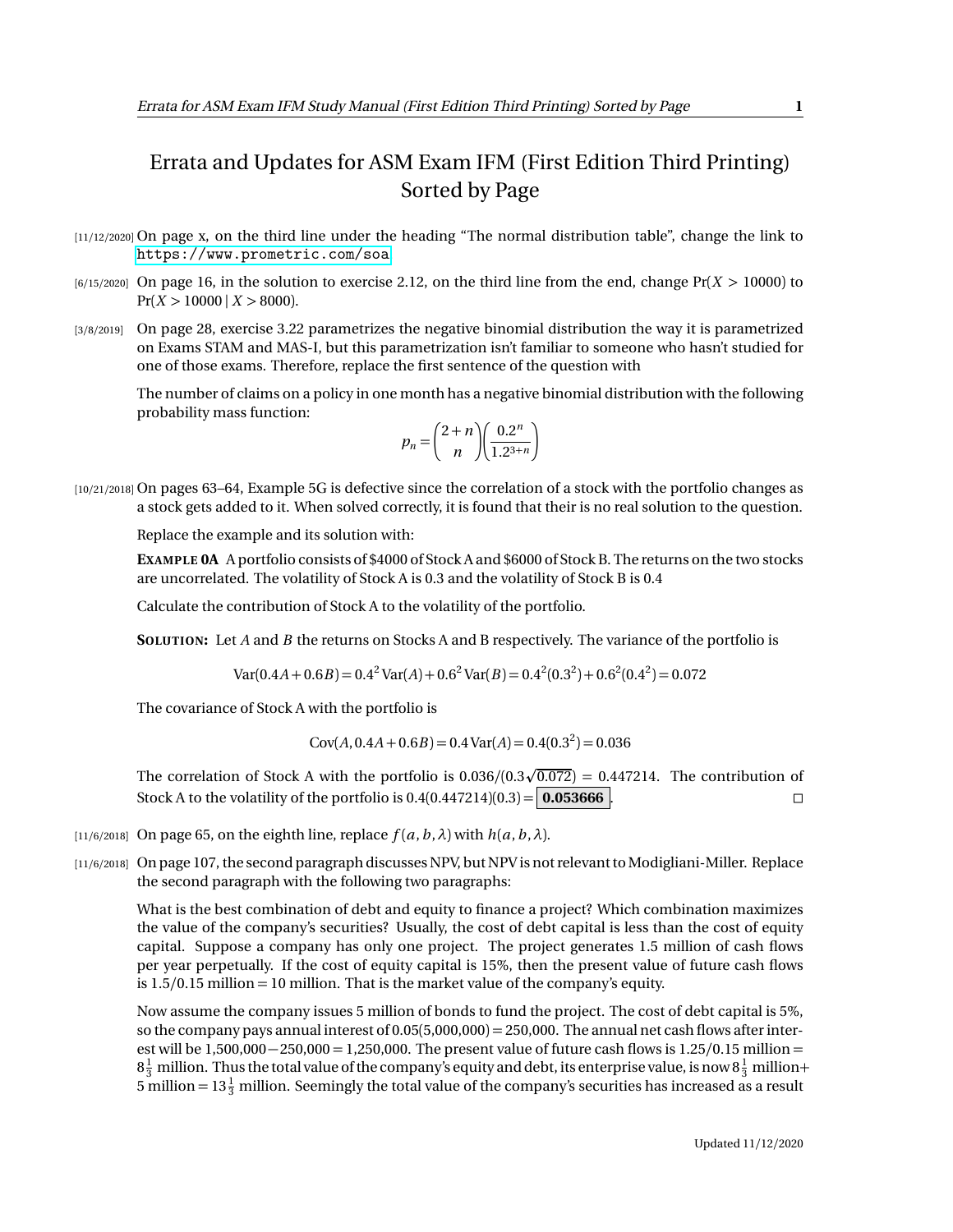# Errata and Updates for ASM Exam IFM (First Edition Third Printing) Sorted by Page

[11/12/2020] On page x, on the third line under the heading "The normal distribution table", change the link to https://www.prometric.com/soa

[6/15/2020] On page 16, in the solution to exercise 2.12, on the third line from the end, change $\Pr(X > 10000)$ to $\Pr(X > 10000 \mid X > 8000)$.

[3/8/2019] On page 28, exercise 3.22 parametrizes the negative binomial distribution the way it is parametrized on Exams STAM and MAS-I, but this parametrization isn't familiar to someone who hasn't studied for one of those exams. Therefore, replace the first sentence of the question with

The number of claims on a policy in one month has a negative binomial distribution with the following probability mass function:

$$p_n = \binom{2+n}{n}\left(\frac{0.2^n}{1.2^{3+n}}\right)$$

[10/21/2018] On pages 63–64, Example 5G is defective since the correlation of a stock with the portfolio changes as a stock gets added to it. When solved correctly, it is found that their is no real solution to the question.

Replace the example and its solution with:

**EXAMPLE 0A** A portfolio consists of \$4000 of Stock A and \$6000 of Stock B. The returns on the two stocks are uncorrelated. The volatility of Stock A is 0.3 and the volatility of Stock B is 0.4

Calculate the contribution of Stock A to the volatility of the portfolio.

**SOLUTION:** Let $A$ and $B$ the returns on Stocks A and B respectively. The variance of the portfolio is

$$\operatorname{Var}(0.4A + 0.6B) = 0.4^2 \operatorname{Var}(A) + 0.6^2 \operatorname{Var}(B) = 0.4^2(0.3^2) + 0.6^2(0.4^2) = 0.072$$

The covariance of Stock A with the portfolio is

$$\operatorname{Cov}(A, 0.4A + 0.6B) = 0.4 \operatorname{Var}(A) = 0.4(0.3^2) = 0.036$$

The correlation of Stock A with the portfolio is $0.036/(0.3\sqrt{0.072}) = 0.447214$. The contribution of Stock A to the volatility of the portfolio is $0.4(0.447214)(0.3) = \boxed{\textbf{0.053666}}$. □

[11/6/2018] On page 65, on the eighth line, replace $f(a, b, \lambda)$ with $h(a, b, \lambda)$.

[11/6/2018] On page 107, the second paragraph discusses NPV, but NPV is not relevant to Modigliani-Miller. Replace the second paragraph with the following two paragraphs:

What is the best combination of debt and equity to finance a project? Which combination maximizes the value of the company's securities? Usually, the cost of debt capital is less than the cost of equity capital. Suppose a company has only one project. The project generates 1.5 million of cash flows per year perpetually. If the cost of equity capital is 15%, then the present value of future cash flows is $1.5/0.15$ million $= 10$ million. That is the market value of the company's equity.

Now assume the company issues 5 million of bonds to fund the project. The cost of debt capital is 5%, so the company pays annual interest of $0.05(5{,}000{,}000) = 250{,}000$. The annual net cash flows after interest will be $1{,}500{,}000 - 250{,}000 = 1{,}250{,}000$. The present value of future cash flows is $1.25/0.15$ million $= 8\frac{1}{3}$ million. Thus the total value of the company's equity and debt, its enterprise value, is now $8\frac{1}{3}$ million $+$ 5 million $= 13\frac{1}{3}$ million. Seemingly the total value of the company's securities has increased as a result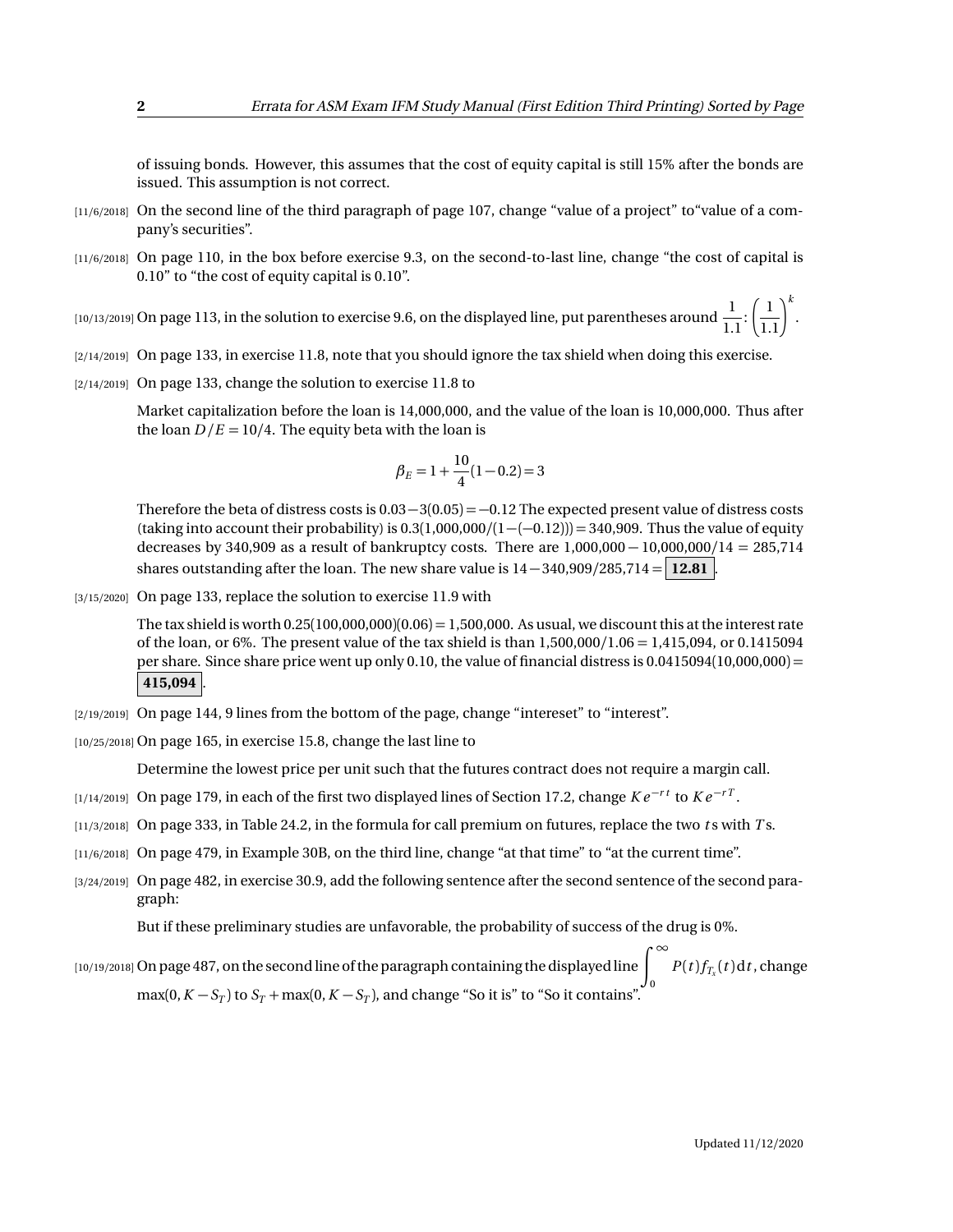of issuing bonds. However, this assumes that the cost of equity capital is still 15% after the bonds are issued. This assumption is not correct.

[11/6/2018] On the second line of the third paragraph of page 107, change "value of a project" to "value of a company's securities".

[11/6/2018] On page 110, in the box before exercise 9.3, on the second-to-last line, change "the cost of capital is 0.10" to "the cost of equity capital is 0.10".

[10/13/2019] On page 113, in the solution to exercise 9.6, on the displayed line, put parentheses around $\dfrac{1}{1.1}:\left(\dfrac{1}{1.1}\right)^k$.

[2/14/2019] On page 133, in exercise 11.8, note that you should ignore the tax shield when doing this exercise.

[2/14/2019] On page 133, change the solution to exercise 11.8 to

Market capitalization before the loan is 14,000,000, and the value of the loan is 10,000,000. Thus after the loan $D/E = 10/4$. The equity beta with the loan is

$$\beta_E = 1 + \frac{10}{4}(1 - 0.2) = 3$$

Therefore the beta of distress costs is $0.03 - 3(0.05) = -0.12$ The expected present value of distress costs (taking into account their probability) is $0.3(1{,}000{,}000/(1-(-0.12))) = 340{,}909$. Thus the value of equity decreases by 340,909 as a result of bankruptcy costs. There are $1{,}000{,}000 - 10{,}000{,}000/14 = 285{,}714$ shares outstanding after the loan. The new share value is $14 - 340{,}909/285{,}714 = \boxed{\mathbf{12.81}}$.

[3/15/2020] On page 133, replace the solution to exercise 11.9 with

The tax shield is worth $0.25(100{,}000{,}000)(0.06) = 1{,}500{,}000$. As usual, we discount this at the interest rate of the loan, or 6%. The present value of the tax shield is than $1{,}500{,}000/1.06 = 1{,}415{,}094$, or 0.1415094 per share. Since share price went up only 0.10, the value of financial distress is $0.0415094(10{,}000{,}000) = \boxed{\mathbf{415{,}094}}$.

[2/19/2019] On page 144, 9 lines from the bottom of the page, change "intereset" to "interest".

[10/25/2018] On page 165, in exercise 15.8, change the last line to

Determine the lowest price per unit such that the futures contract does not require a margin call.

[1/14/2019] On page 179, in each of the first two displayed lines of Section 17.2, change $Ke^{-rt}$ to $Ke^{-rT}$.

[11/3/2018] On page 333, in Table 24.2, in the formula for call premium on futures, replace the two $t$s with $T$s.

[11/6/2018] On page 479, in Example 30B, on the third line, change "at that time" to "at the current time".

[3/24/2019] On page 482, in exercise 30.9, add the following sentence after the second sentence of the second paragraph:

But if these preliminary studies are unfavorable, the probability of success of the drug is 0%.

[10/19/2018] On page 487, on the second line of the paragraph containing the displayed line $\int_0^\infty P(t) f_{T_x}(t)\,dt$, change $\max(0, K - S_T)$ to $S_T + \max(0, K - S_T)$, and change "So it is" to "So it contains".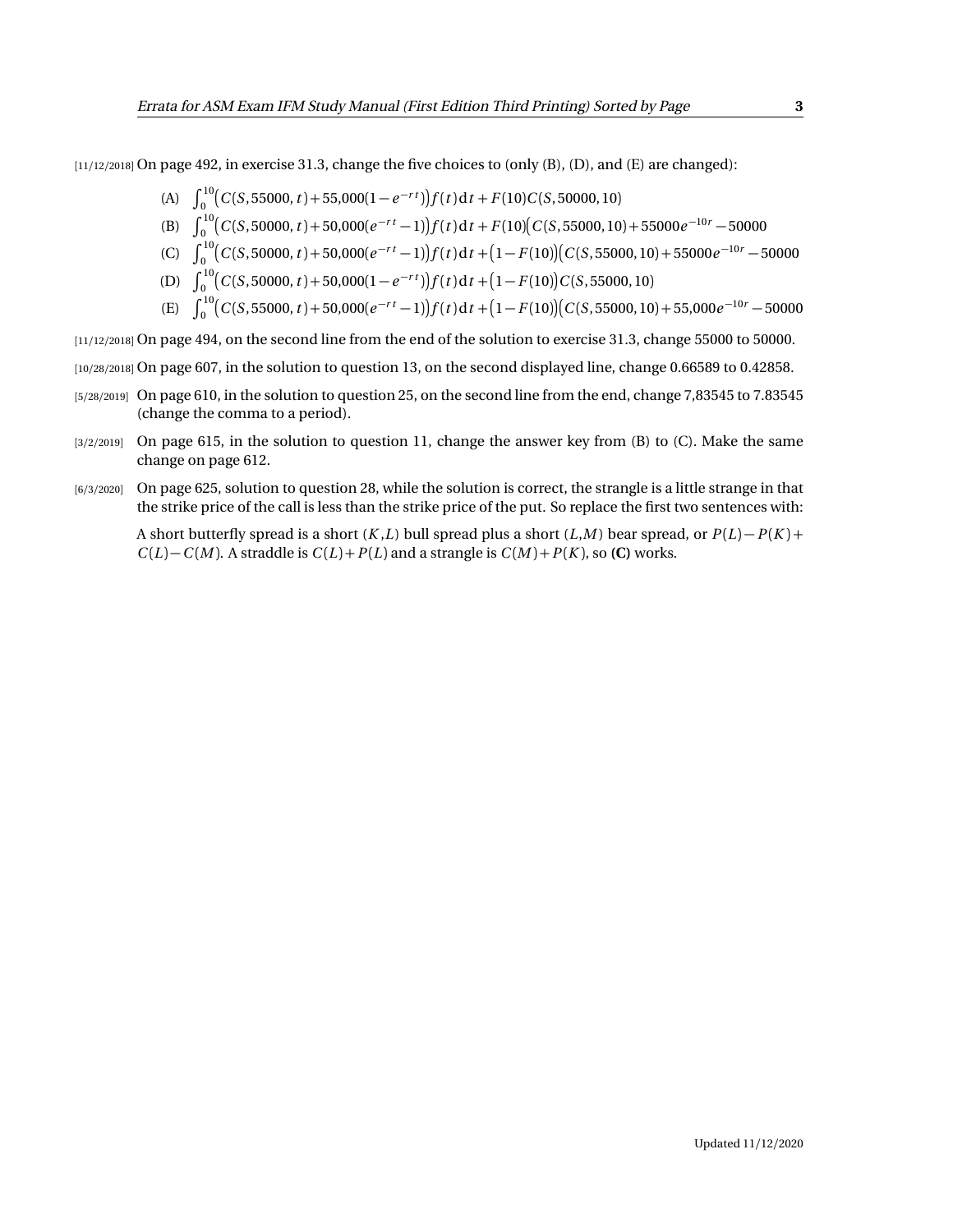[11/12/2018] On page 492, in exercise 31.3, change the five choices to (only (B), (D), and (E) are changed):

(A) $\int_0^{10}\big(C(S,55000,t)+55{,}000(1-e^{-rt})\big)f(t)\,dt + F(10)C(S,50000,10)$

(B) $\int_0^{10}\big(C(S,50000,t)+50{,}000(e^{-rt}-1)\big)f(t)\,dt + F(10)\big(C(S,55000,10)+55000e^{-10r}-50000$

(C) $\int_0^{10}\big(C(S,50000,t)+50{,}000(e^{-rt}-1)\big)f(t)\,dt + \big(1-F(10)\big)\big(C(S,55000,10)+55000e^{-10r}-50000$

(D) $\int_0^{10}\big(C(S,50000,t)+50{,}000(1-e^{-rt})\big)f(t)\,dt + \big(1-F(10)\big)C(S,55000,10)$

(E) $\int_0^{10}\big(C(S,55000,t)+50{,}000(e^{-rt}-1)\big)f(t)\,dt + \big(1-F(10)\big)\big(C(S,55000,10)+55{,}000e^{-10r}-50000$

[11/12/2018] On page 494, on the second line from the end of the solution to exercise 31.3, change 55000 to 50000.

[10/28/2018] On page 607, in the solution to question 13, on the second displayed line, change 0.66589 to 0.42858.

[5/28/2019] On page 610, in the solution to question 25, on the second line from the end, change 7,83545 to 7.83545 (change the comma to a period).

[3/2/2019] On page 615, in the solution to question 11, change the answer key from (B) to (C). Make the same change on page 612.

[6/3/2020] On page 625, solution to question 28, while the solution is correct, the strangle is a little strange in that the strike price of the call is less than the strike price of the put. So replace the first two sentences with:

A short butterfly spread is a short $(K,L)$ bull spread plus a short $(L,M)$ bear spread, or $P(L)-P(K)+C(L)-C(M)$. A straddle is $C(L)+P(L)$ and a strangle is $C(M)+P(K)$, so **(C)** works.